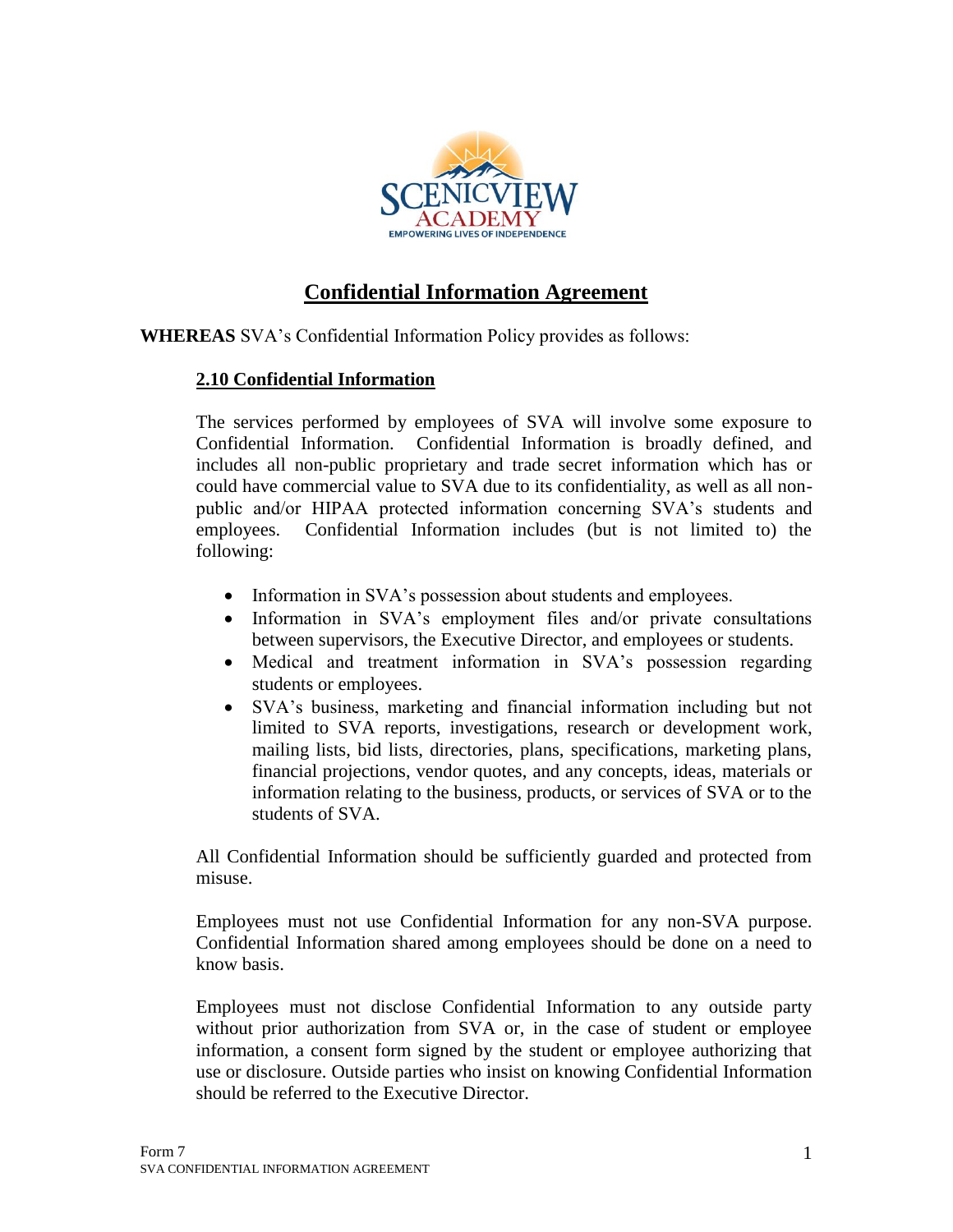# Confidential Information Agreement

**WHEREAS** SVA's Confidential Information Policy provides as follows:

## 2.10 Confidential Information

The services performed by employees of SVA will involve some exposure to Confidential Information. Confidential Information is broadly defined, and includes all non-public proprietary and trade secret information which has or could have commercial value to SVA due to its confidentiality, as well as all non-public and/or HIPAA protected information concerning SVA's students and employees. Confidential Information includes (but is not limited to) the following:

- Information in SVA's possession about students and employees.
- Information in SVA's employment files and/or private consultations between supervisors, the Executive Director, and employees or students.
- Medical and treatment information in SVA's possession regarding students or employees.
- SVA's business, marketing and financial information including but not limited to SVA reports, investigations, research or development work, mailing lists, bid lists, directories, plans, specifications, marketing plans, financial projections, vendor quotes, and any concepts, ideas, materials or information relating to the business, products, or services of SVA or to the students of SVA.

All Confidential Information should be sufficiently guarded and protected from misuse.

Employees must not use Confidential Information for any non-SVA purpose. Confidential Information shared among employees should be done on a need to know basis.

Employees must not disclose Confidential Information to any outside party without prior authorization from SVA or, in the case of student or employee information, a consent form signed by the student or employee authorizing that use or disclosure. Outside parties who insist on knowing Confidential Information should be referred to the Executive Director.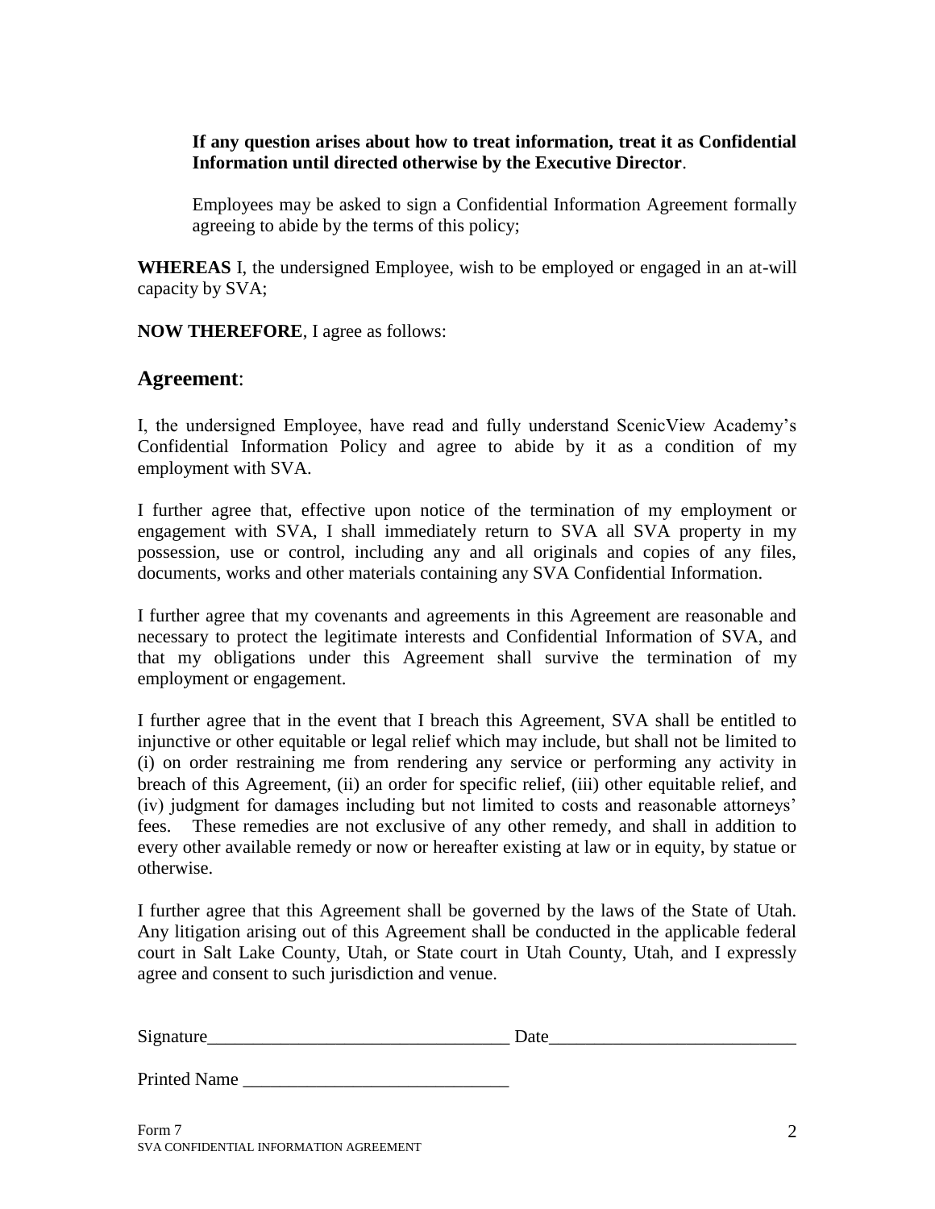**If any question arises about how to treat information, treat it as Confidential Information until directed otherwise by the Executive Director**.

Employees may be asked to sign a Confidential Information Agreement formally agreeing to abide by the terms of this policy;

**WHEREAS** I, the undersigned Employee, wish to be employed or engaged in an at-will capacity by SVA;

**NOW THEREFORE**, I agree as follows:

## Agreement:

I, the undersigned Employee, have read and fully understand ScenicView Academy's Confidential Information Policy and agree to abide by it as a condition of my employment with SVA.

I further agree that, effective upon notice of the termination of my employment or engagement with SVA, I shall immediately return to SVA all SVA property in my possession, use or control, including any and all originals and copies of any files, documents, works and other materials containing any SVA Confidential Information.

I further agree that my covenants and agreements in this Agreement are reasonable and necessary to protect the legitimate interests and Confidential Information of SVA, and that my obligations under this Agreement shall survive the termination of my employment or engagement.

I further agree that in the event that I breach this Agreement, SVA shall be entitled to injunctive or other equitable or legal relief which may include, but shall not be limited to (i) on order restraining me from rendering any service or performing any activity in breach of this Agreement, (ii) an order for specific relief, (iii) other equitable relief, and (iv) judgment for damages including but not limited to costs and reasonable attorneys' fees. These remedies are not exclusive of any other remedy, and shall in addition to every other available remedy or now or hereafter existing at law or in equity, by statue or otherwise.

I further agree that this Agreement shall be governed by the laws of the State of Utah. Any litigation arising out of this Agreement shall be conducted in the applicable federal court in Salt Lake County, Utah, or State court in Utah County, Utah, and I expressly agree and consent to such jurisdiction and venue.

Signature_________________________________ Date___________________________

Printed Name _____________________________

Form 7
SVA CONFIDENTIAL INFORMATION AGREEMENT